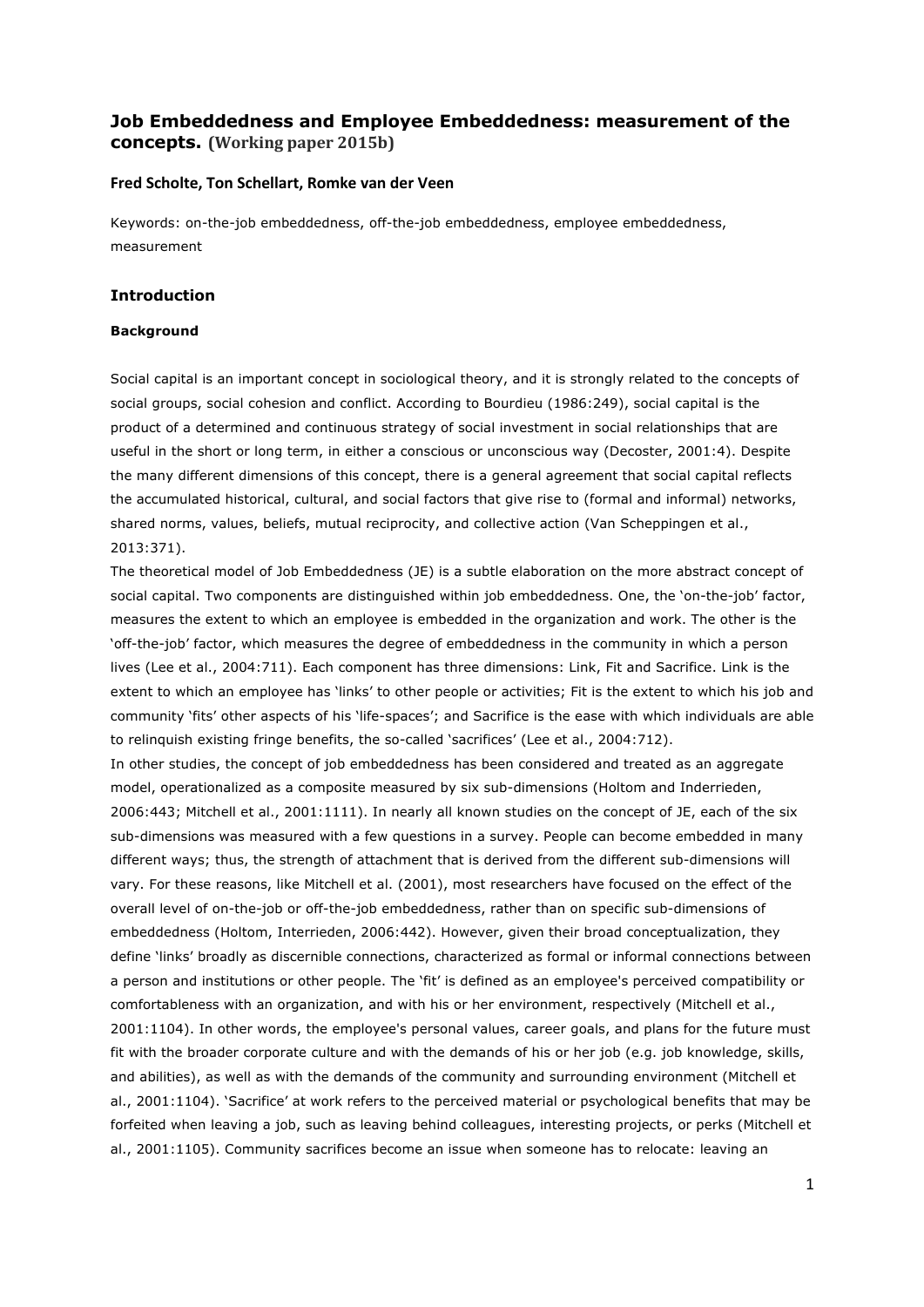# Job Embeddedness and Employee Embeddedness: measurement of the concepts. **(Working paper 2015b)**

**Fred Scholte, Ton Schellart, Romke van der Veen**

Keywords: on-the-job embeddedness, off-the-job embeddedness, employee embeddedness, measurement

## Introduction

### Background

Social capital is an important concept in sociological theory, and it is strongly related to the concepts of social groups, social cohesion and conflict. According to Bourdieu (1986:249), social capital is the product of a determined and continuous strategy of social investment in social relationships that are useful in the short or long term, in either a conscious or unconscious way (Decoster, 2001:4). Despite the many different dimensions of this concept, there is a general agreement that social capital reflects the accumulated historical, cultural, and social factors that give rise to (formal and informal) networks, shared norms, values, beliefs, mutual reciprocity, and collective action (Van Scheppingen et al., 2013:371).

The theoretical model of Job Embeddedness (JE) is a subtle elaboration on the more abstract concept of social capital. Two components are distinguished within job embeddedness. One, the 'on-the-job' factor, measures the extent to which an employee is embedded in the organization and work. The other is the 'off-the-job' factor, which measures the degree of embeddedness in the community in which a person lives (Lee et al., 2004:711). Each component has three dimensions: Link, Fit and Sacrifice. Link is the extent to which an employee has 'links' to other people or activities; Fit is the extent to which his job and community 'fits' other aspects of his 'life-spaces'; and Sacrifice is the ease with which individuals are able to relinquish existing fringe benefits, the so-called 'sacrifices' (Lee et al., 2004:712).

In other studies, the concept of job embeddedness has been considered and treated as an aggregate model, operationalized as a composite measured by six sub-dimensions (Holtom and Inderrieden, 2006:443; Mitchell et al., 2001:1111). In nearly all known studies on the concept of JE, each of the six sub-dimensions was measured with a few questions in a survey. People can become embedded in many different ways; thus, the strength of attachment that is derived from the different sub-dimensions will vary. For these reasons, like Mitchell et al. (2001), most researchers have focused on the effect of the overall level of on-the-job or off-the-job embeddedness, rather than on specific sub-dimensions of embeddedness (Holtom, Interrieden, 2006:442). However, given their broad conceptualization, they define 'links' broadly as discernible connections, characterized as formal or informal connections between a person and institutions or other people. The 'fit' is defined as an employee's perceived compatibility or comfortableness with an organization, and with his or her environment, respectively (Mitchell et al., 2001:1104). In other words, the employee's personal values, career goals, and plans for the future must fit with the broader corporate culture and with the demands of his or her job (e.g. job knowledge, skills, and abilities), as well as with the demands of the community and surrounding environment (Mitchell et al., 2001:1104). 'Sacrifice' at work refers to the perceived material or psychological benefits that may be forfeited when leaving a job, such as leaving behind colleagues, interesting projects, or perks (Mitchell et al., 2001:1105). Community sacrifices become an issue when someone has to relocate: leaving an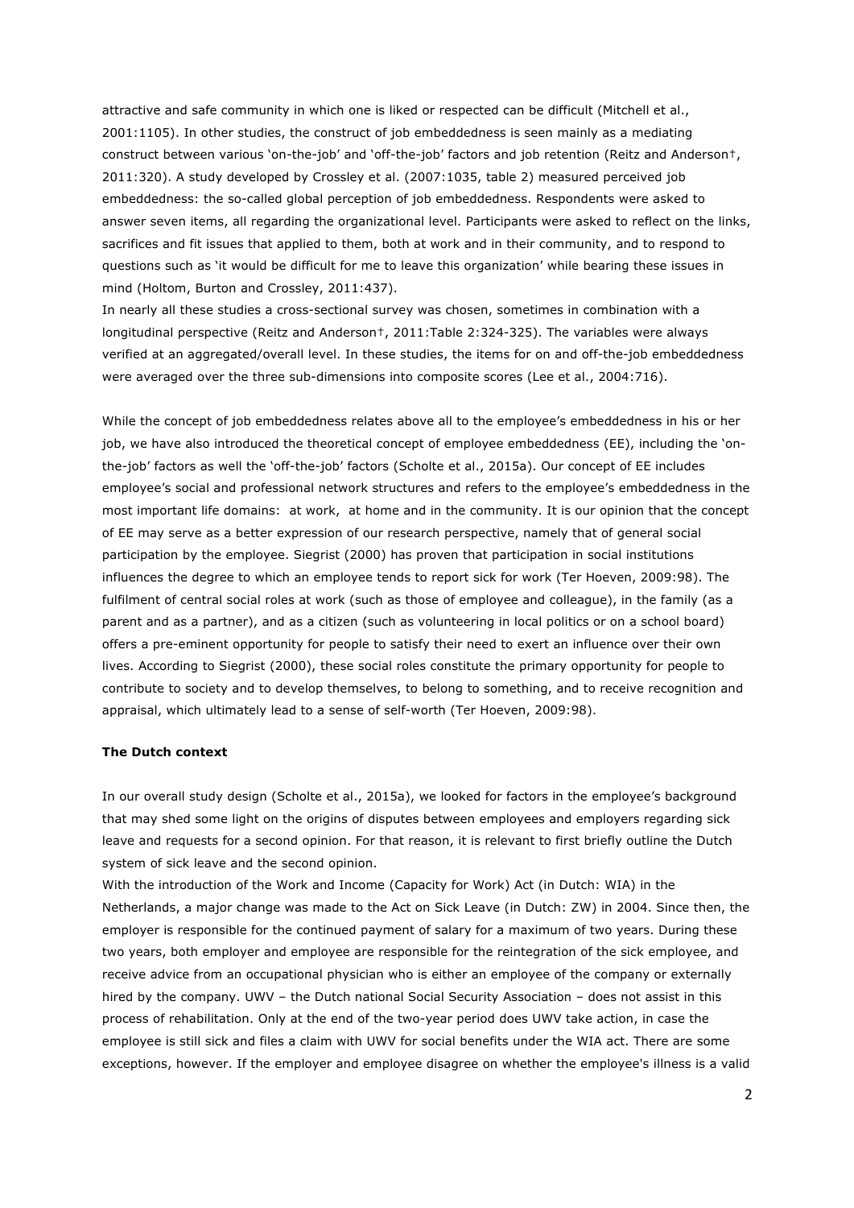attractive and safe community in which one is liked or respected can be difficult (Mitchell et al., 2001:1105). In other studies, the construct of job embeddedness is seen mainly as a mediating construct between various 'on-the-job' and 'off-the-job' factors and job retention (Reitz and Anderson†, 2011:320). A study developed by Crossley et al. (2007:1035, table 2) measured perceived job embeddedness: the so-called global perception of job embeddedness. Respondents were asked to answer seven items, all regarding the organizational level. Participants were asked to reflect on the links, sacrifices and fit issues that applied to them, both at work and in their community, and to respond to questions such as 'it would be difficult for me to leave this organization' while bearing these issues in mind (Holtom, Burton and Crossley, 2011:437).

In nearly all these studies a cross-sectional survey was chosen, sometimes in combination with a longitudinal perspective (Reitz and Anderson†, 2011:Table 2:324-325). The variables were always verified at an aggregated/overall level. In these studies, the items for on and off-the-job embeddedness were averaged over the three sub-dimensions into composite scores (Lee et al., 2004:716).

While the concept of job embeddedness relates above all to the employee's embeddedness in his or her job, we have also introduced the theoretical concept of employee embeddedness (EE), including the 'on-the-job' factors as well the 'off-the-job' factors (Scholte et al., 2015a). Our concept of EE includes employee's social and professional network structures and refers to the employee's embeddedness in the most important life domains: at work, at home and in the community. It is our opinion that the concept of EE may serve as a better expression of our research perspective, namely that of general social participation by the employee. Siegrist (2000) has proven that participation in social institutions influences the degree to which an employee tends to report sick for work (Ter Hoeven, 2009:98). The fulfilment of central social roles at work (such as those of employee and colleague), in the family (as a parent and as a partner), and as a citizen (such as volunteering in local politics or on a school board) offers a pre-eminent opportunity for people to satisfy their need to exert an influence over their own lives. According to Siegrist (2000), these social roles constitute the primary opportunity for people to contribute to society and to develop themselves, to belong to something, and to receive recognition and appraisal, which ultimately lead to a sense of self-worth (Ter Hoeven, 2009:98).

**The Dutch context**

In our overall study design (Scholte et al., 2015a), we looked for factors in the employee's background that may shed some light on the origins of disputes between employees and employers regarding sick leave and requests for a second opinion. For that reason, it is relevant to first briefly outline the Dutch system of sick leave and the second opinion.

With the introduction of the Work and Income (Capacity for Work) Act (in Dutch: WIA) in the Netherlands, a major change was made to the Act on Sick Leave (in Dutch: ZW) in 2004. Since then, the employer is responsible for the continued payment of salary for a maximum of two years. During these two years, both employer and employee are responsible for the reintegration of the sick employee, and receive advice from an occupational physician who is either an employee of the company or externally hired by the company. UWV – the Dutch national Social Security Association – does not assist in this process of rehabilitation. Only at the end of the two-year period does UWV take action, in case the employee is still sick and files a claim with UWV for social benefits under the WIA act. There are some exceptions, however. If the employer and employee disagree on whether the employee's illness is a valid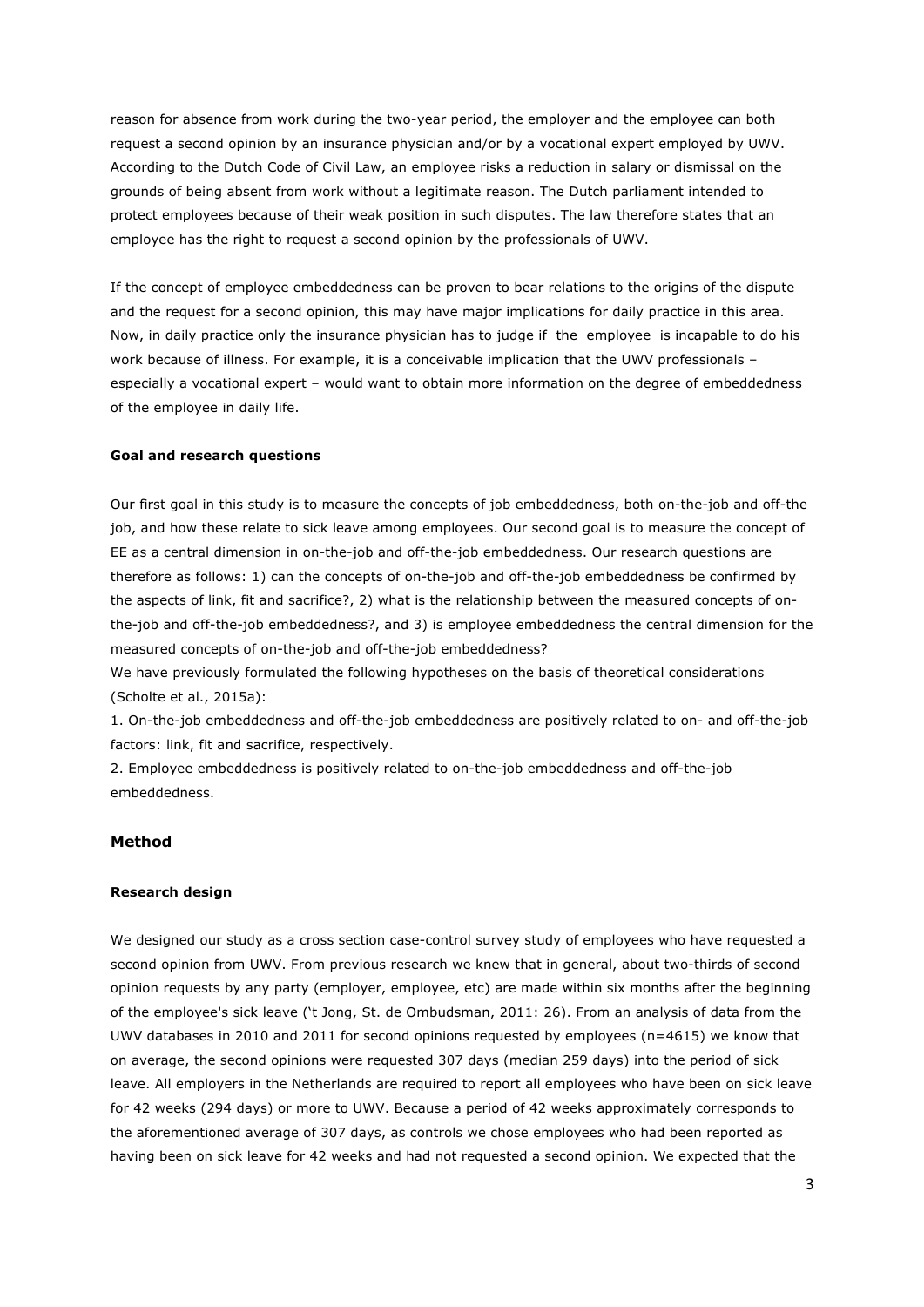reason for absence from work during the two-year period, the employer and the employee can both request a second opinion by an insurance physician and/or by a vocational expert employed by UWV. According to the Dutch Code of Civil Law, an employee risks a reduction in salary or dismissal on the grounds of being absent from work without a legitimate reason. The Dutch parliament intended to protect employees because of their weak position in such disputes. The law therefore states that an employee has the right to request a second opinion by the professionals of UWV.

If the concept of employee embeddedness can be proven to bear relations to the origins of the dispute and the request for a second opinion, this may have major implications for daily practice in this area. Now, in daily practice only the insurance physician has to judge if the employee is incapable to do his work because of illness. For example, it is a conceivable implication that the UWV professionals – especially a vocational expert – would want to obtain more information on the degree of embeddedness of the employee in daily life.

**Goal and research questions**

Our first goal in this study is to measure the concepts of job embeddedness, both on-the-job and off-the job, and how these relate to sick leave among employees. Our second goal is to measure the concept of EE as a central dimension in on-the-job and off-the-job embeddedness. Our research questions are therefore as follows: 1) can the concepts of on-the-job and off-the-job embeddedness be confirmed by the aspects of link, fit and sacrifice?, 2) what is the relationship between the measured concepts of on-the-job and off-the-job embeddedness?, and 3) is employee embeddedness the central dimension for the measured concepts of on-the-job and off-the-job embeddedness?

We have previously formulated the following hypotheses on the basis of theoretical considerations (Scholte et al., 2015a):

1. On-the-job embeddedness and off-the-job embeddedness are positively related to on- and off-the-job factors: link, fit and sacrifice, respectively.
2. Employee embeddedness is positively related to on-the-job embeddedness and off-the-job embeddedness.

## Method

**Research design**

We designed our study as a cross section case-control survey study of employees who have requested a second opinion from UWV. From previous research we knew that in general, about two-thirds of second opinion requests by any party (employer, employee, etc) are made within six months after the beginning of the employee's sick leave ('t Jong, St. de Ombudsman, 2011: 26). From an analysis of data from the UWV databases in 2010 and 2011 for second opinions requested by employees (n=4615) we know that on average, the second opinions were requested 307 days (median 259 days) into the period of sick leave. All employers in the Netherlands are required to report all employees who have been on sick leave for 42 weeks (294 days) or more to UWV. Because a period of 42 weeks approximately corresponds to the aforementioned average of 307 days, as controls we chose employees who had been reported as having been on sick leave for 42 weeks and had not requested a second opinion. We expected that the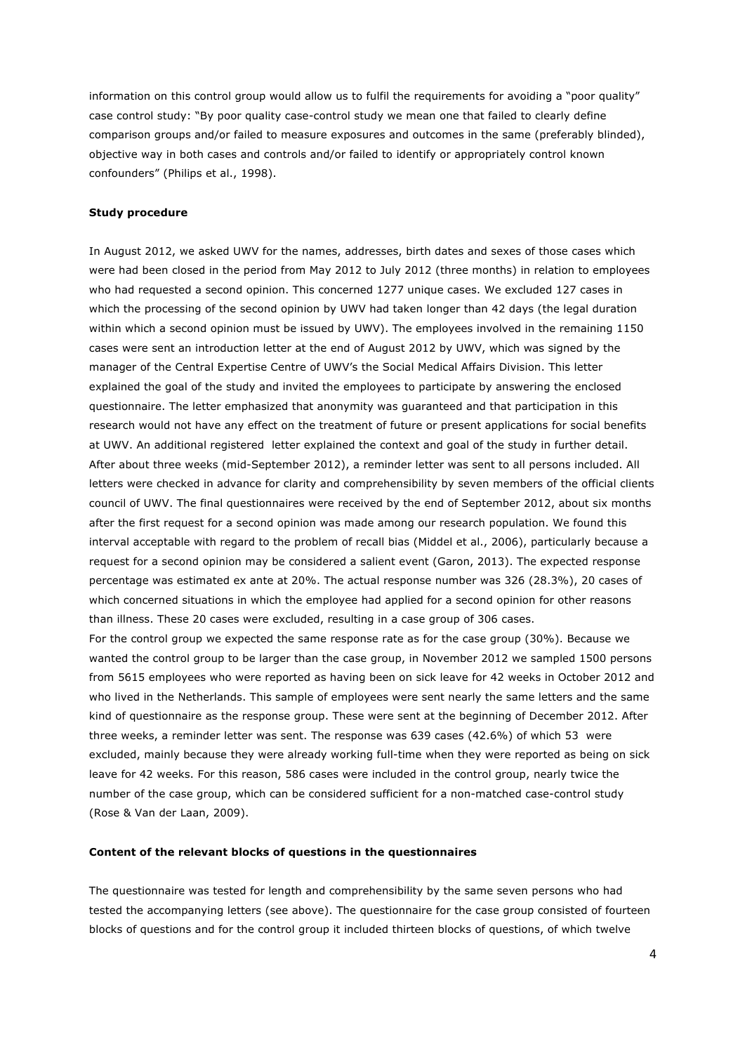information on this control group would allow us to fulfil the requirements for avoiding a "poor quality" case control study: "By poor quality case-control study we mean one that failed to clearly define comparison groups and/or failed to measure exposures and outcomes in the same (preferably blinded), objective way in both cases and controls and/or failed to identify or appropriately control known confounders" (Philips et al., 1998).

**Study procedure**

In August 2012, we asked UWV for the names, addresses, birth dates and sexes of those cases which were had been closed in the period from May 2012 to July 2012 (three months) in relation to employees who had requested a second opinion. This concerned 1277 unique cases. We excluded 127 cases in which the processing of the second opinion by UWV had taken longer than 42 days (the legal duration within which a second opinion must be issued by UWV). The employees involved in the remaining 1150 cases were sent an introduction letter at the end of August 2012 by UWV, which was signed by the manager of the Central Expertise Centre of UWV's the Social Medical Affairs Division. This letter explained the goal of the study and invited the employees to participate by answering the enclosed questionnaire. The letter emphasized that anonymity was guaranteed and that participation in this research would not have any effect on the treatment of future or present applications for social benefits at UWV. An additional registered letter explained the context and goal of the study in further detail. After about three weeks (mid-September 2012), a reminder letter was sent to all persons included. All letters were checked in advance for clarity and comprehensibility by seven members of the official clients council of UWV. The final questionnaires were received by the end of September 2012, about six months after the first request for a second opinion was made among our research population. We found this interval acceptable with regard to the problem of recall bias (Middel et al., 2006), particularly because a request for a second opinion may be considered a salient event (Garon, 2013). The expected response percentage was estimated ex ante at 20%. The actual response number was 326 (28.3%), 20 cases of which concerned situations in which the employee had applied for a second opinion for other reasons than illness. These 20 cases were excluded, resulting in a case group of 306 cases.
For the control group we expected the same response rate as for the case group (30%). Because we wanted the control group to be larger than the case group, in November 2012 we sampled 1500 persons from 5615 employees who were reported as having been on sick leave for 42 weeks in October 2012 and who lived in the Netherlands. This sample of employees were sent nearly the same letters and the same kind of questionnaire as the response group. These were sent at the beginning of December 2012. After three weeks, a reminder letter was sent. The response was 639 cases (42.6%) of which 53 were excluded, mainly because they were already working full-time when they were reported as being on sick leave for 42 weeks. For this reason, 586 cases were included in the control group, nearly twice the number of the case group, which can be considered sufficient for a non-matched case-control study (Rose & Van der Laan, 2009).

**Content of the relevant blocks of questions in the questionnaires**

The questionnaire was tested for length and comprehensibility by the same seven persons who had tested the accompanying letters (see above). The questionnaire for the case group consisted of fourteen blocks of questions and for the control group it included thirteen blocks of questions, of which twelve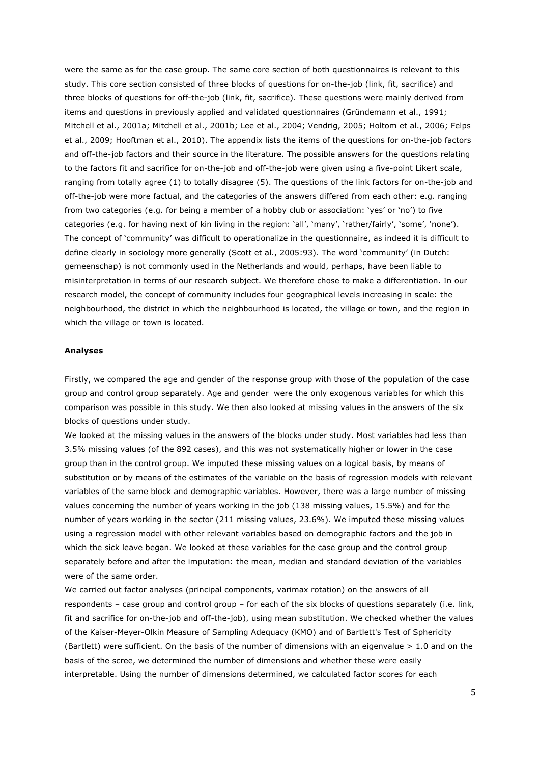were the same as for the case group. The same core section of both questionnaires is relevant to this study. This core section consisted of three blocks of questions for on-the-job (link, fit, sacrifice) and three blocks of questions for off-the-job (link, fit, sacrifice). These questions were mainly derived from items and questions in previously applied and validated questionnaires (Gründemann et al., 1991; Mitchell et al., 2001a; Mitchell et al., 2001b; Lee et al., 2004; Vendrig, 2005; Holtom et al., 2006; Felps et al., 2009; Hooftman et al., 2010). The appendix lists the items of the questions for on-the-job factors and off-the-job factors and their source in the literature. The possible answers for the questions relating to the factors fit and sacrifice for on-the-job and off-the-job were given using a five-point Likert scale, ranging from totally agree (1) to totally disagree (5). The questions of the link factors for on-the-job and off-the-job were more factual, and the categories of the answers differed from each other: e.g. ranging from two categories (e.g. for being a member of a hobby club or association: 'yes' or 'no') to five categories (e.g. for having next of kin living in the region: 'all', 'many', 'rather/fairly', 'some', 'none'). The concept of 'community' was difficult to operationalize in the questionnaire, as indeed it is difficult to define clearly in sociology more generally (Scott et al., 2005:93). The word 'community' (in Dutch: gemeenschap) is not commonly used in the Netherlands and would, perhaps, have been liable to misinterpretation in terms of our research subject. We therefore chose to make a differentiation. In our research model, the concept of community includes four geographical levels increasing in scale: the neighbourhood, the district in which the neighbourhood is located, the village or town, and the region in which the village or town is located.

**Analyses**

Firstly, we compared the age and gender of the response group with those of the population of the case group and control group separately. Age and gender were the only exogenous variables for which this comparison was possible in this study. We then also looked at missing values in the answers of the six blocks of questions under study.

We looked at the missing values in the answers of the blocks under study. Most variables had less than 3.5% missing values (of the 892 cases), and this was not systematically higher or lower in the case group than in the control group. We imputed these missing values on a logical basis, by means of substitution or by means of the estimates of the variable on the basis of regression models with relevant variables of the same block and demographic variables. However, there was a large number of missing values concerning the number of years working in the job (138 missing values, 15.5%) and for the number of years working in the sector (211 missing values, 23.6%). We imputed these missing values using a regression model with other relevant variables based on demographic factors and the job in which the sick leave began. We looked at these variables for the case group and the control group separately before and after the imputation: the mean, median and standard deviation of the variables were of the same order.

We carried out factor analyses (principal components, varimax rotation) on the answers of all respondents – case group and control group – for each of the six blocks of questions separately (i.e. link, fit and sacrifice for on-the-job and off-the-job), using mean substitution. We checked whether the values of the Kaiser-Meyer-Olkin Measure of Sampling Adequacy (KMO) and of Bartlett's Test of Sphericity (Bartlett) were sufficient. On the basis of the number of dimensions with an eigenvalue > 1.0 and on the basis of the scree, we determined the number of dimensions and whether these were easily interpretable. Using the number of dimensions determined, we calculated factor scores for each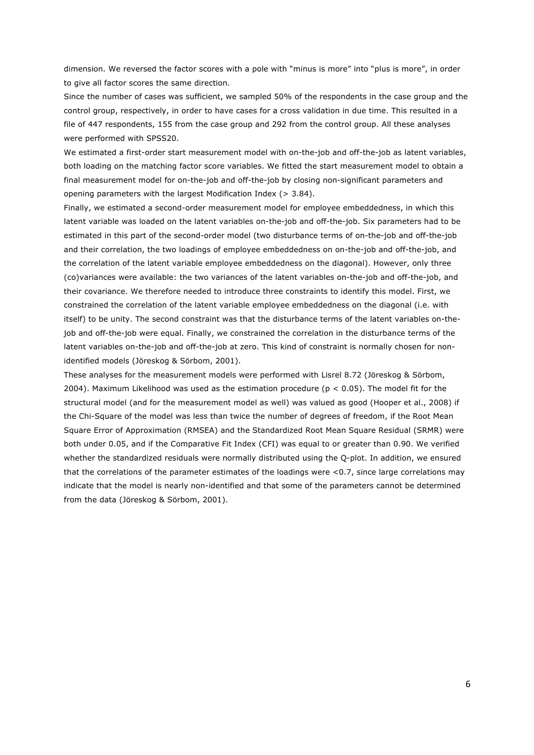dimension. We reversed the factor scores with a pole with "minus is more" into "plus is more", in order to give all factor scores the same direction.

Since the number of cases was sufficient, we sampled 50% of the respondents in the case group and the control group, respectively, in order to have cases for a cross validation in due time. This resulted in a file of 447 respondents, 155 from the case group and 292 from the control group. All these analyses were performed with SPSS20.

We estimated a first-order start measurement model with on-the-job and off-the-job as latent variables, both loading on the matching factor score variables. We fitted the start measurement model to obtain a final measurement model for on-the-job and off-the-job by closing non-significant parameters and opening parameters with the largest Modification Index (> 3.84).

Finally, we estimated a second-order measurement model for employee embeddedness, in which this latent variable was loaded on the latent variables on-the-job and off-the-job. Six parameters had to be estimated in this part of the second-order model (two disturbance terms of on-the-job and off-the-job and their correlation, the two loadings of employee embeddedness on on-the-job and off-the-job, and the correlation of the latent variable employee embeddedness on the diagonal). However, only three (co)variances were available: the two variances of the latent variables on-the-job and off-the-job, and their covariance. We therefore needed to introduce three constraints to identify this model. First, we constrained the correlation of the latent variable employee embeddedness on the diagonal (i.e. with itself) to be unity. The second constraint was that the disturbance terms of the latent variables on-the-job and off-the-job were equal. Finally, we constrained the correlation in the disturbance terms of the latent variables on-the-job and off-the-job at zero. This kind of constraint is normally chosen for non-identified models (Jöreskog & Sörbom, 2001).

These analyses for the measurement models were performed with Lisrel 8.72 (Jöreskog & Sörbom, 2004). Maximum Likelihood was used as the estimation procedure ($p < 0.05$). The model fit for the structural model (and for the measurement model as well) was valued as good (Hooper et al., 2008) if the Chi-Square of the model was less than twice the number of degrees of freedom, if the Root Mean Square Error of Approximation (RMSEA) and the Standardized Root Mean Square Residual (SRMR) were both under 0.05, and if the Comparative Fit Index (CFI) was equal to or greater than 0.90. We verified whether the standardized residuals were normally distributed using the Q-plot. In addition, we ensured that the correlations of the parameter estimates of the loadings were <0.7, since large correlations may indicate that the model is nearly non-identified and that some of the parameters cannot be determined from the data (Jöreskog & Sörbom, 2001).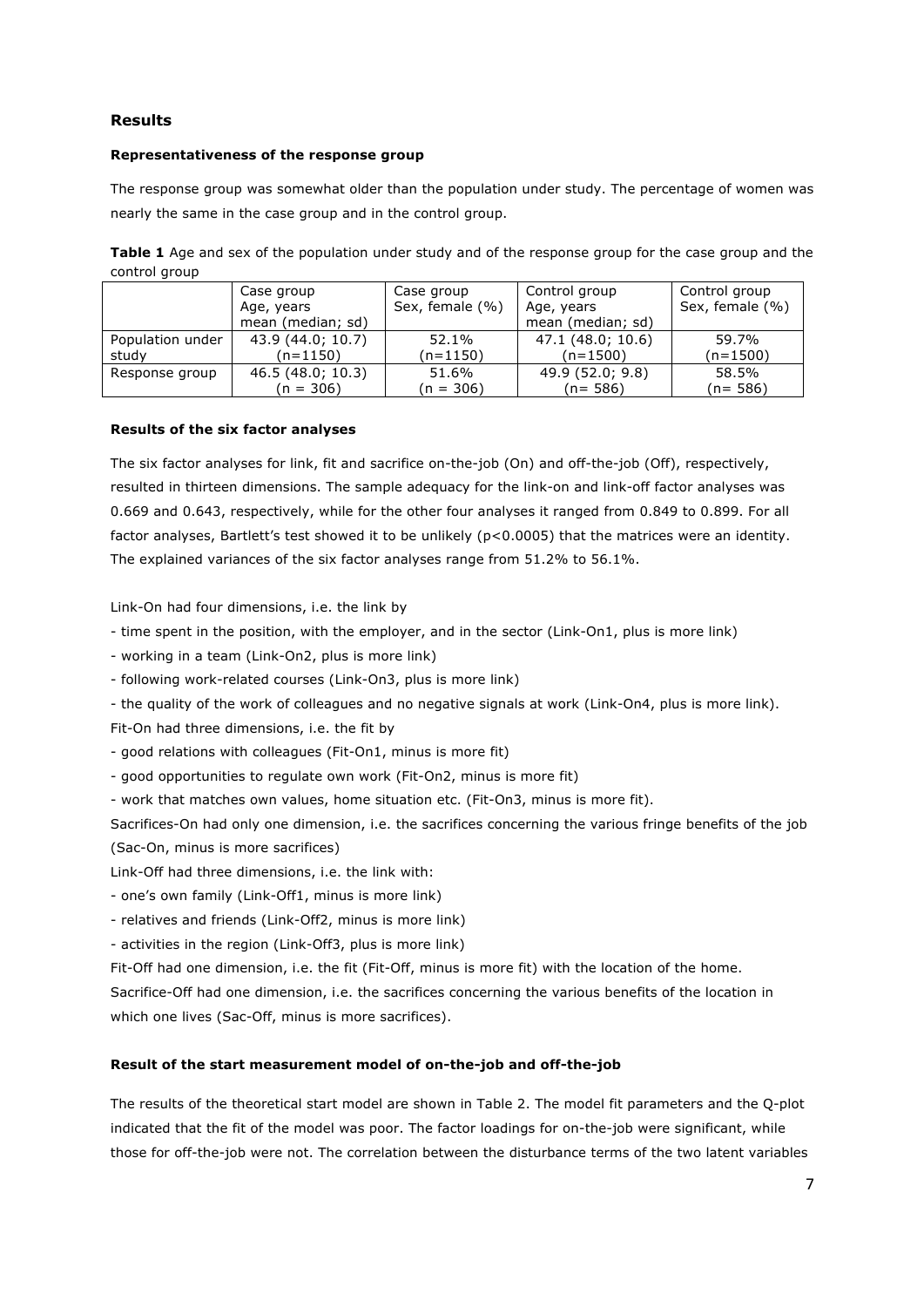## Results

### Representativeness of the response group

The response group was somewhat older than the population under study. The percentage of women was nearly the same in the case group and in the control group.

**Table 1** Age and sex of the population under study and of the response group for the case group and the control group

| | Case group Age, years mean (median; sd) | Case group Sex, female (%) | Control group Age, years mean (median; sd) | Control group Sex, female (%) |
|---|---|---|---|---|
| Population under study | 43.9 (44.0; 10.7) (n=1150) | 52.1% (n=1150) | 47.1 (48.0; 10.6) (n=1500) | 59.7% (n=1500) |
| Response group | 46.5 (48.0; 10.3) (n = 306) | 51.6% (n = 306) | 49.9 (52.0; 9.8) (n= 586) | 58.5% (n= 586) |

### Results of the six factor analyses

The six factor analyses for link, fit and sacrifice on-the-job (On) and off-the-job (Off), respectively, resulted in thirteen dimensions. The sample adequacy for the link-on and link-off factor analyses was 0.669 and 0.643, respectively, while for the other four analyses it ranged from 0.849 to 0.899. For all factor analyses, Bartlett's test showed it to be unlikely ($p<0.0005$) that the matrices were an identity. The explained variances of the six factor analyses range from 51.2% to 56.1%.

Link-On had four dimensions, i.e. the link by

- time spent in the position, with the employer, and in the sector (Link-On1, plus is more link)
- working in a team (Link-On2, plus is more link)
- following work-related courses (Link-On3, plus is more link)
- the quality of the work of colleagues and no negative signals at work (Link-On4, plus is more link).

Fit-On had three dimensions, i.e. the fit by

- good relations with colleagues (Fit-On1, minus is more fit)
- good opportunities to regulate own work (Fit-On2, minus is more fit)
- work that matches own values, home situation etc. (Fit-On3, minus is more fit).

Sacrifices-On had only one dimension, i.e. the sacrifices concerning the various fringe benefits of the job (Sac-On, minus is more sacrifices)

Link-Off had three dimensions, i.e. the link with:

- one's own family (Link-Off1, minus is more link)
- relatives and friends (Link-Off2, minus is more link)
- activities in the region (Link-Off3, plus is more link)

Fit-Off had one dimension, i.e. the fit (Fit-Off, minus is more fit) with the location of the home.

Sacrifice-Off had one dimension, i.e. the sacrifices concerning the various benefits of the location in which one lives (Sac-Off, minus is more sacrifices).

### Result of the start measurement model of on-the-job and off-the-job

The results of the theoretical start model are shown in Table 2. The model fit parameters and the Q-plot indicated that the fit of the model was poor. The factor loadings for on-the-job were significant, while those for off-the-job were not. The correlation between the disturbance terms of the two latent variables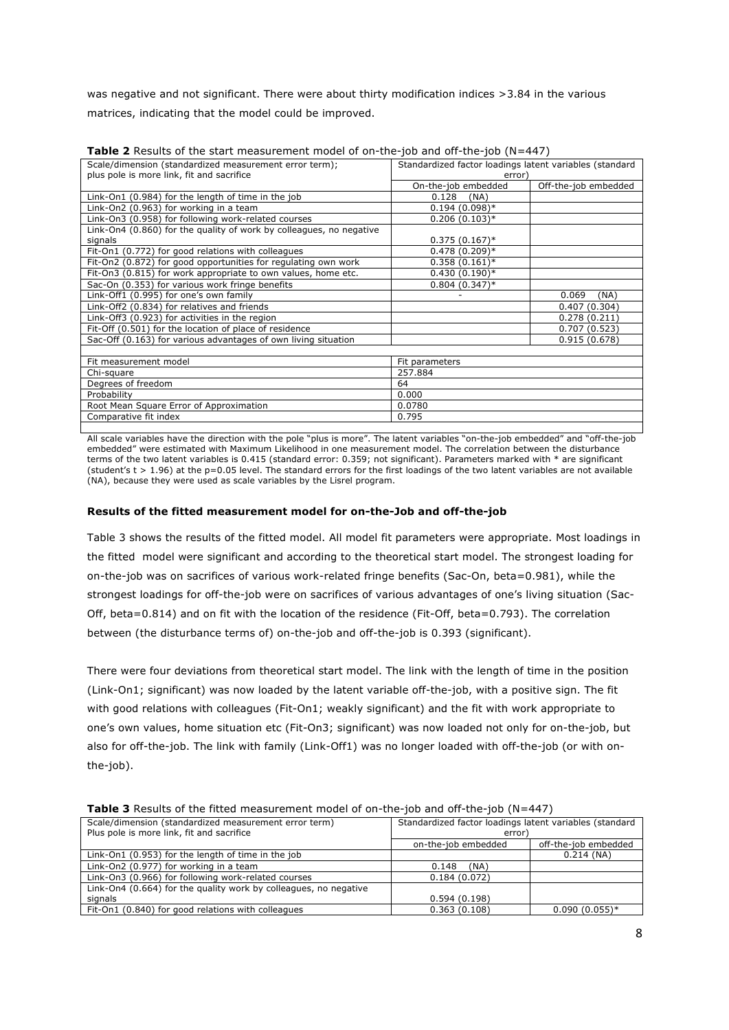was negative and not significant. There were about thirty modification indices >3.84 in the various matrices, indicating that the model could be improved.

**Table 2** Results of the start measurement model of on-the-job and off-the-job (N=447)

| Scale/dimension (standardized measurement error term); plus pole is more link, fit and sacrifice | Standardized factor loadings latent variables (standard error) | |
|---|---|---|
| | On-the-job embedded | Off-the-job embedded |
| Link-On1 (0.984) for the length of time in the job | 0.128 (NA) | |
| Link-On2 (0.963) for working in a team | 0.194 (0.098)* | |
| Link-On3 (0.958) for following work-related courses | 0.206 (0.103)* | |
| Link-On4 (0.860) for the quality of work by colleagues, no negative signals | 0.375 (0.167)* | |
| Fit-On1 (0.772) for good relations with colleagues | 0.478 (0.209)* | |
| Fit-On2 (0.872) for good opportunities for regulating own work | 0.358 (0.161)* | |
| Fit-On3 (0.815) for work appropriate to own values, home etc. | 0.430 (0.190)* | |
| Sac-On (0.353) for various work fringe benefits | 0.804 (0.347)* | |
| Link-Off1 (0.995) for one's own family | - | 0.069 (NA) |
| Link-Off2 (0.834) for relatives and friends | | 0.407 (0.304) |
| Link-Off3 (0.923) for activities in the region | | 0.278 (0.211) |
| Fit-Off (0.501) for the location of place of residence | | 0.707 (0.523) |
| Sac-Off (0.163) for various advantages of own living situation | | 0.915 (0.678) |
| | | |
| Fit measurement model | Fit parameters | |
| Chi-square | 257.884 | |
| Degrees of freedom | 64 | |
| Probability | 0.000 | |
| Root Mean Square Error of Approximation | 0.0780 | |
| Comparative fit index | 0.795 | |

All scale variables have the direction with the pole "plus is more". The latent variables "on-the-job embedded" and "off-the-job embedded" were estimated with Maximum Likelihood in one measurement model. The correlation between the disturbance terms of the two latent variables is 0.415 (standard error: 0.359; not significant). Parameters marked with * are significant (student's t > 1.96) at the p=0.05 level. The standard errors for the first loadings of the two latent variables are not available (NA), because they were used as scale variables by the Lisrel program.

**Results of the fitted measurement model for on-the-Job and off-the-job**

Table 3 shows the results of the fitted model. All model fit parameters were appropriate. Most loadings in the fitted model were significant and according to the theoretical start model. The strongest loading for on-the-job was on sacrifices of various work-related fringe benefits (Sac-On, beta=0.981), while the strongest loadings for off-the-job were on sacrifices of various advantages of one's living situation (Sac-Off, beta=0.814) and on fit with the location of the residence (Fit-Off, beta=0.793). The correlation between (the disturbance terms of) on-the-job and off-the-job is 0.393 (significant).

There were four deviations from theoretical start model. The link with the length of time in the position (Link-On1; significant) was now loaded by the latent variable off-the-job, with a positive sign. The fit with good relations with colleagues (Fit-On1; weakly significant) and the fit with work appropriate to one's own values, home situation etc (Fit-On3; significant) was now loaded not only for on-the-job, but also for off-the-job. The link with family (Link-Off1) was no longer loaded with off-the-job (or with on-the-job).

**Table 3** Results of the fitted measurement model of on-the-job and off-the-job (N=447)

| Scale/dimension (standardized measurement error term) Plus pole is more link, fit and sacrifice | Standardized factor loadings latent variables (standard error) | |
|---|---|---|
| | on-the-job embedded | off-the-job embedded |
| Link-On1 (0.953) for the length of time in the job | | 0.214 (NA) |
| Link-On2 (0.977) for working in a team | 0.148 (NA) | |
| Link-On3 (0.966) for following work-related courses | 0.184 (0.072) | |
| Link-On4 (0.664) for the quality work by colleagues, no negative signals | 0.594 (0.198) | |
| Fit-On1 (0.840) for good relations with colleagues | 0.363 (0.108) | 0.090 (0.055)* |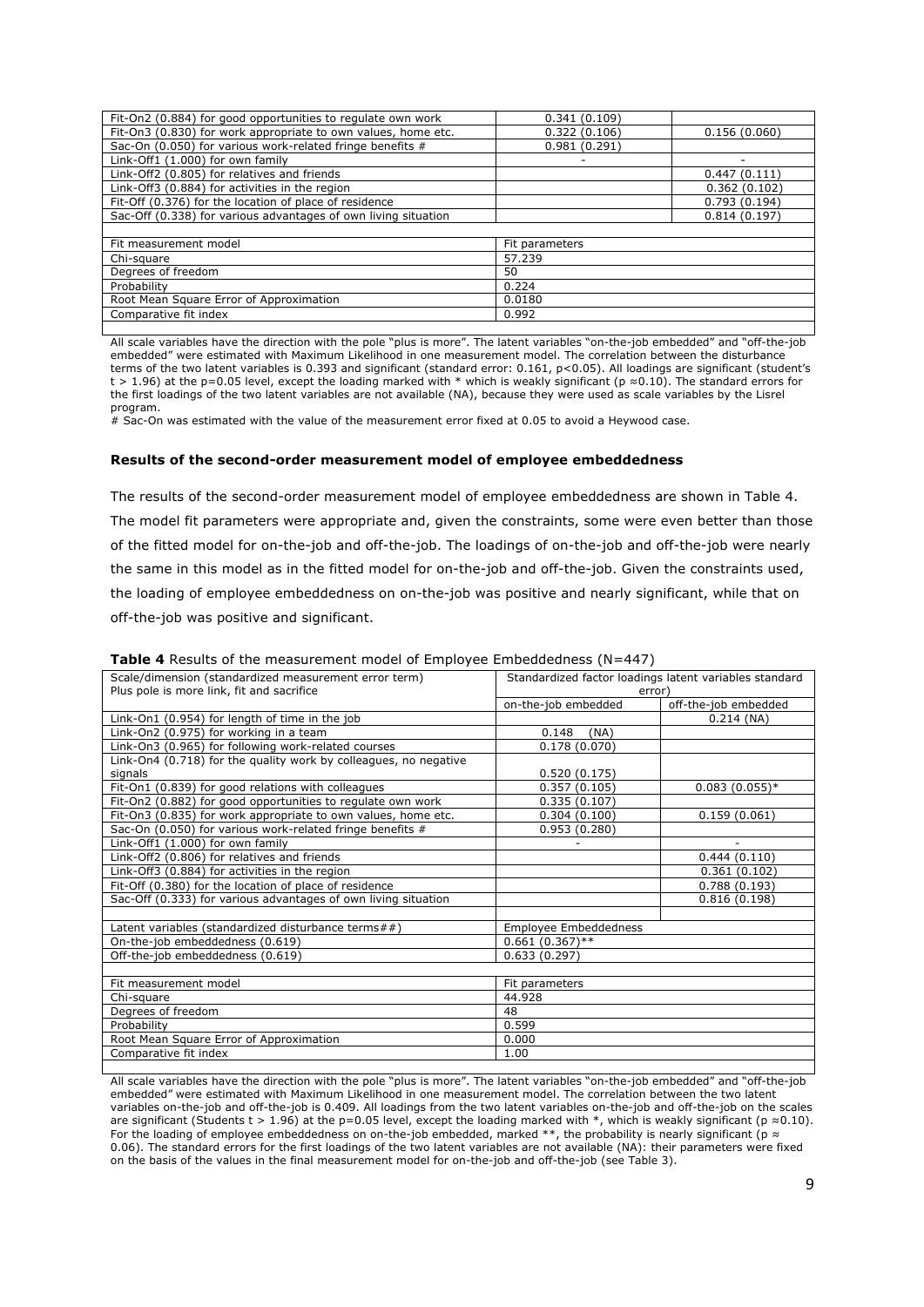| | | |
|---|---|---|
| Fit-On2 (0.884) for good opportunities to regulate own work | 0.341 (0.109) | |
| Fit-On3 (0.830) for work appropriate to own values, home etc. | 0.322 (0.106) | 0.156 (0.060) |
| Sac-On (0.050) for various work-related fringe benefits # | 0.981 (0.291) | |
| Link-Off1 (1.000) for own family | - | - |
| Link-Off2 (0.805) for relatives and friends | | 0.447 (0.111) |
| Link-Off3 (0.884) for activities in the region | | 0.362 (0.102) |
| Fit-Off (0.376) for the location of place of residence | | 0.793 (0.194) |
| Sac-Off (0.338) for various advantages of own living situation | | 0.814 (0.197) |
| | | |
| Fit measurement model | Fit parameters | |
| Chi-square | 57.239 | |
| Degrees of freedom | 50 | |
| Probability | 0.224 | |
| Root Mean Square Error of Approximation | 0.0180 | |
| Comparative fit index | 0.992 | |

All scale variables have the direction with the pole "plus is more". The latent variables "on-the-job embedded" and "off-the-job embedded" were estimated with Maximum Likelihood in one measurement model. The correlation between the disturbance terms of the two latent variables is 0.393 and significant (standard error: 0.161, $p<0.05$). All loadings are significant (student's $t > 1.96$) at the $p=0.05$ level, except the loading marked with * which is weakly significant ($p \approx 0.10$). The standard errors for the first loadings of the two latent variables are not available (NA), because they were used as scale variables by the Lisrel program.
# Sac-On was estimated with the value of the measurement error fixed at 0.05 to avoid a Heywood case.

**Results of the second-order measurement model of employee embeddedness**

The results of the second-order measurement model of employee embeddedness are shown in Table 4. The model fit parameters were appropriate and, given the constraints, some were even better than those of the fitted model for on-the-job and off-the-job. The loadings of on-the-job and off-the-job were nearly the same in this model as in the fitted model for on-the-job and off-the-job. Given the constraints used, the loading of employee embeddedness on on-the-job was positive and nearly significant, while that on off-the-job was positive and significant.

**Table 4** Results of the measurement model of Employee Embeddedness (N=447)

| Scale/dimension (standardized measurement error term) Plus pole is more link, fit and sacrifice | Standardized factor loadings latent variables standard error) | |
|---|---|---|
| | on-the-job embedded | off-the-job embedded |
| Link-On1 (0.954) for length of time in the job | | 0.214 (NA) |
| Link-On2 (0.975) for working in a team | 0.148 (NA) | |
| Link-On3 (0.965) for following work-related courses | 0.178 (0.070) | |
| Link-On4 (0.718) for the quality work by colleagues, no negative signals | 0.520 (0.175) | |
| Fit-On1 (0.839) for good relations with colleagues | 0.357 (0.105) | 0.083 (0.055)* |
| Fit-On2 (0.882) for good opportunities to regulate own work | 0.335 (0.107) | |
| Fit-On3 (0.835) for work appropriate to own values, home etc. | 0.304 (0.100) | 0.159 (0.061) |
| Sac-On (0.050) for various work-related fringe benefits # | 0.953 (0.280) | |
| Link-Off1 (1.000) for own family | - | - |
| Link-Off2 (0.806) for relatives and friends | | 0.444 (0.110) |
| Link-Off3 (0.884) for activities in the region | | 0.361 (0.102) |
| Fit-Off (0.380) for the location of place of residence | | 0.788 (0.193) |
| Sac-Off (0.333) for various advantages of own living situation | | 0.816 (0.198) |
| | | |
| Latent variables (standardized disturbance terms##) | Employee Embeddedness | |
| On-the-job embeddedness (0.619) | 0.661 (0.367)** | |
| Off-the-job embeddedness (0.619) | 0.633 (0.297) | |
| | | |
| Fit measurement model | Fit parameters | |
| Chi-square | 44.928 | |
| Degrees of freedom | 48 | |
| Probability | 0.599 | |
| Root Mean Square Error of Approximation | 0.000 | |
| Comparative fit index | 1.00 | |

All scale variables have the direction with the pole "plus is more". The latent variables "on-the-job embedded" and "off-the-job embedded" were estimated with Maximum Likelihood in one measurement model. The correlation between the two latent variables on-the-job and off-the-job is 0.409. All loadings from the two latent variables on-the-job and off-the-job on the scales are significant (Students $t > 1.96$) at the $p=0.05$ level, except the loading marked with *, which is weakly significant ($p \approx 0.10$). For the loading of employee embeddedness on on-the-job embedded, marked **, the probability is nearly significant ($p \approx 0.06$). The standard errors for the first loadings of the two latent variables are not available (NA): their parameters were fixed on the basis of the values in the final measurement model for on-the-job and off-the-job (see Table 3).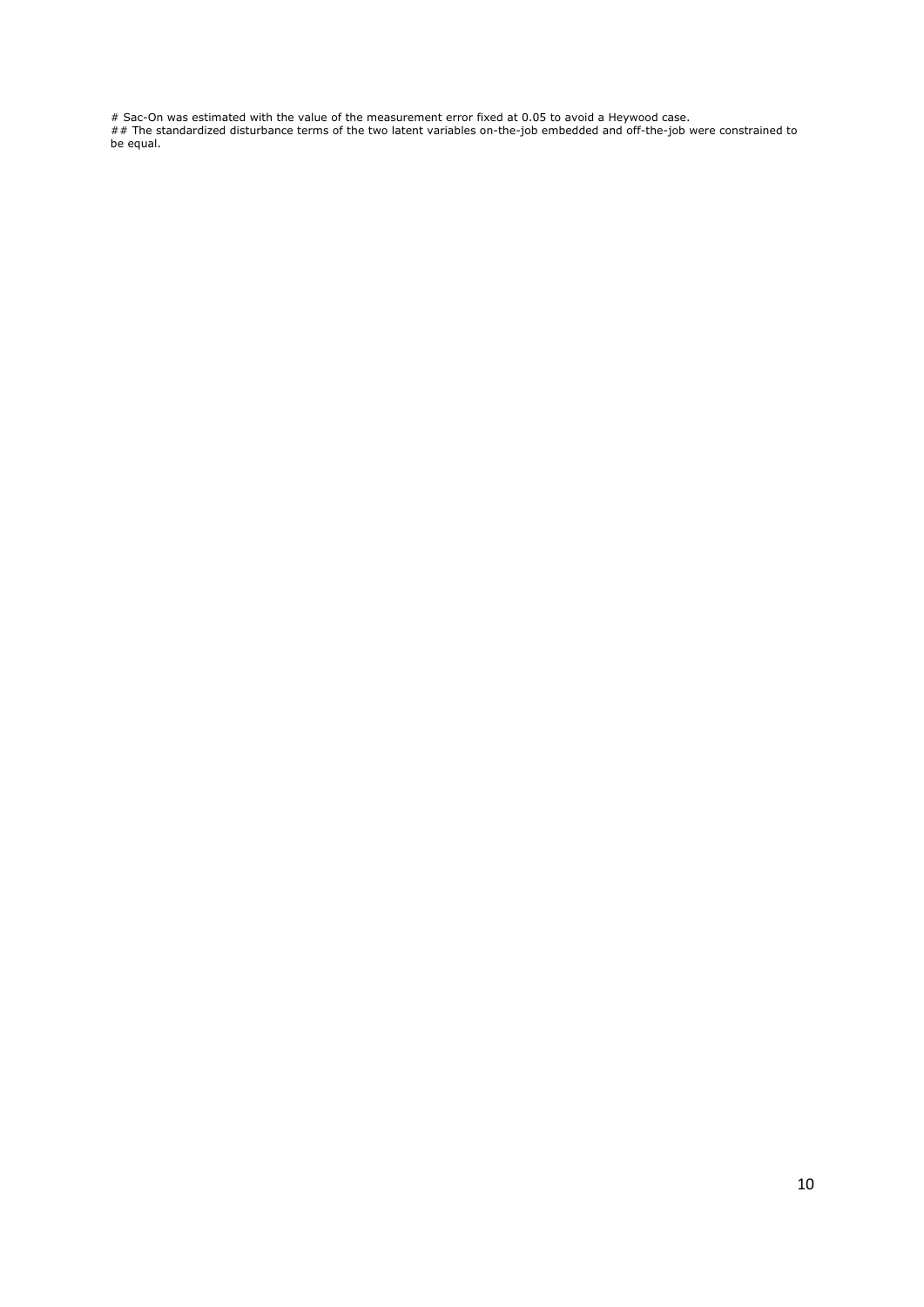# Sac-On was estimated with the value of the measurement error fixed at 0.05 to avoid a Heywood case.
## The standardized disturbance terms of the two latent variables on-the-job embedded and off-the-job were constrained to be equal.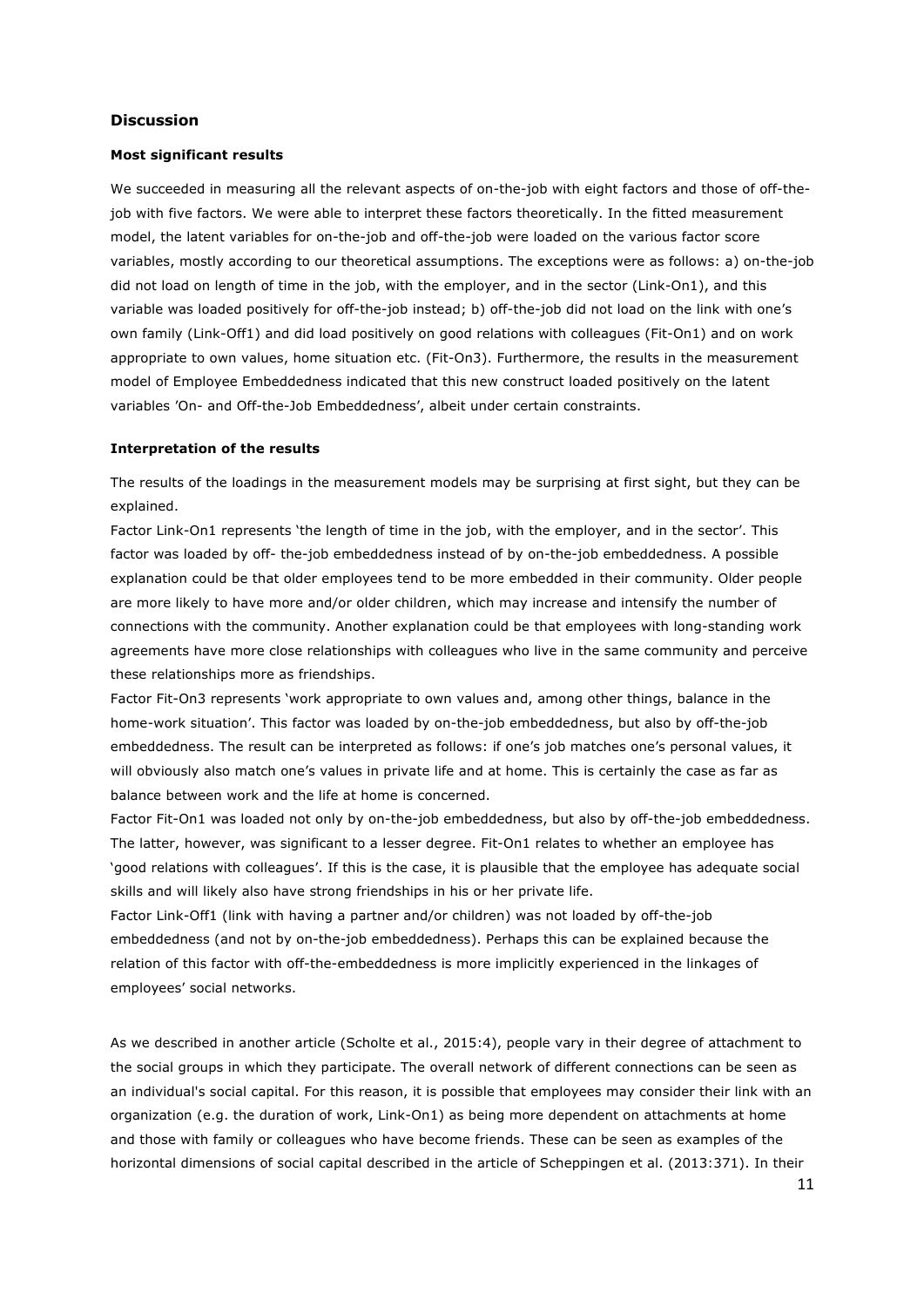## Discussion

### Most significant results

We succeeded in measuring all the relevant aspects of on-the-job with eight factors and those of off-the-job with five factors. We were able to interpret these factors theoretically. In the fitted measurement model, the latent variables for on-the-job and off-the-job were loaded on the various factor score variables, mostly according to our theoretical assumptions. The exceptions were as follows: a) on-the-job did not load on length of time in the job, with the employer, and in the sector (Link-On1), and this variable was loaded positively for off-the-job instead; b) off-the-job did not load on the link with one's own family (Link-Off1) and did load positively on good relations with colleagues (Fit-On1) and on work appropriate to own values, home situation etc. (Fit-On3). Furthermore, the results in the measurement model of Employee Embeddedness indicated that this new construct loaded positively on the latent variables 'On- and Off-the-Job Embeddedness', albeit under certain constraints.

### Interpretation of the results

The results of the loadings in the measurement models may be surprising at first sight, but they can be explained.

Factor Link-On1 represents 'the length of time in the job, with the employer, and in the sector'. This factor was loaded by off- the-job embeddedness instead of by on-the-job embeddedness. A possible explanation could be that older employees tend to be more embedded in their community. Older people are more likely to have more and/or older children, which may increase and intensify the number of connections with the community. Another explanation could be that employees with long-standing work agreements have more close relationships with colleagues who live in the same community and perceive these relationships more as friendships.

Factor Fit-On3 represents 'work appropriate to own values and, among other things, balance in the home-work situation'. This factor was loaded by on-the-job embeddedness, but also by off-the-job embeddedness. The result can be interpreted as follows: if one's job matches one's personal values, it will obviously also match one's values in private life and at home. This is certainly the case as far as balance between work and the life at home is concerned.

Factor Fit-On1 was loaded not only by on-the-job embeddedness, but also by off-the-job embeddedness. The latter, however, was significant to a lesser degree. Fit-On1 relates to whether an employee has 'good relations with colleagues'. If this is the case, it is plausible that the employee has adequate social skills and will likely also have strong friendships in his or her private life.

Factor Link-Off1 (link with having a partner and/or children) was not loaded by off-the-job embeddedness (and not by on-the-job embeddedness). Perhaps this can be explained because the relation of this factor with off-the-embeddedness is more implicitly experienced in the linkages of employees' social networks.

As we described in another article (Scholte et al., 2015:4), people vary in their degree of attachment to the social groups in which they participate. The overall network of different connections can be seen as an individual's social capital. For this reason, it is possible that employees may consider their link with an organization (e.g. the duration of work, Link-On1) as being more dependent on attachments at home and those with family or colleagues who have become friends. These can be seen as examples of the horizontal dimensions of social capital described in the article of Scheppingen et al. (2013:371). In their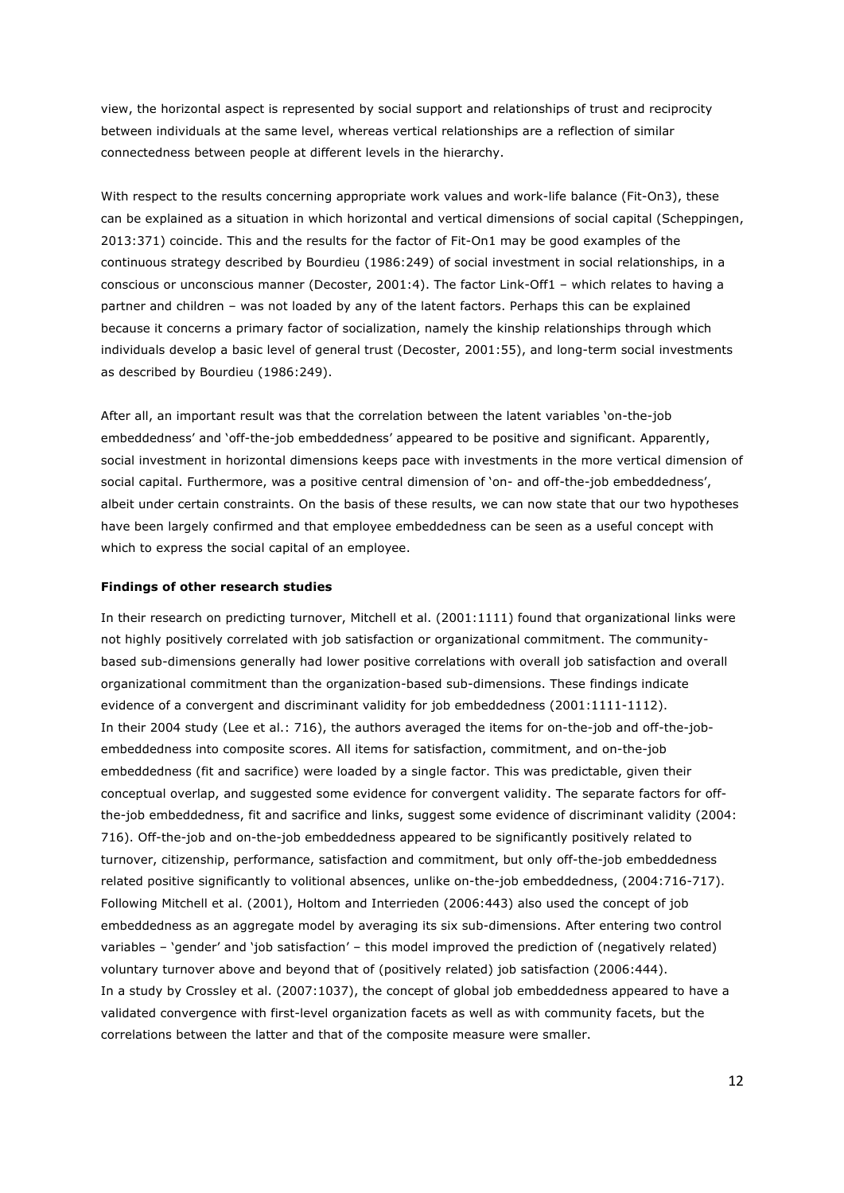view, the horizontal aspect is represented by social support and relationships of trust and reciprocity between individuals at the same level, whereas vertical relationships are a reflection of similar connectedness between people at different levels in the hierarchy.

With respect to the results concerning appropriate work values and work-life balance (Fit-On3), these can be explained as a situation in which horizontal and vertical dimensions of social capital (Scheppingen, 2013:371) coincide. This and the results for the factor of Fit-On1 may be good examples of the continuous strategy described by Bourdieu (1986:249) of social investment in social relationships, in a conscious or unconscious manner (Decoster, 2001:4). The factor Link-Off1 – which relates to having a partner and children – was not loaded by any of the latent factors. Perhaps this can be explained because it concerns a primary factor of socialization, namely the kinship relationships through which individuals develop a basic level of general trust (Decoster, 2001:55), and long-term social investments as described by Bourdieu (1986:249).

After all, an important result was that the correlation between the latent variables 'on-the-job embeddedness' and 'off-the-job embeddedness' appeared to be positive and significant. Apparently, social investment in horizontal dimensions keeps pace with investments in the more vertical dimension of social capital. Furthermore, was a positive central dimension of 'on- and off-the-job embeddedness', albeit under certain constraints. On the basis of these results, we can now state that our two hypotheses have been largely confirmed and that employee embeddedness can be seen as a useful concept with which to express the social capital of an employee.

**Findings of other research studies**

In their research on predicting turnover, Mitchell et al. (2001:1111) found that organizational links were not highly positively correlated with job satisfaction or organizational commitment. The community-based sub-dimensions generally had lower positive correlations with overall job satisfaction and overall organizational commitment than the organization-based sub-dimensions. These findings indicate evidence of a convergent and discriminant validity for job embeddedness (2001:1111-1112).
In their 2004 study (Lee et al.: 716), the authors averaged the items for on-the-job and off-the-job-embeddedness into composite scores. All items for satisfaction, commitment, and on-the-job embeddedness (fit and sacrifice) were loaded by a single factor. This was predictable, given their conceptual overlap, and suggested some evidence for convergent validity. The separate factors for off-the-job embeddedness, fit and sacrifice and links, suggest some evidence of discriminant validity (2004: 716). Off-the-job and on-the-job embeddedness appeared to be significantly positively related to turnover, citizenship, performance, satisfaction and commitment, but only off-the-job embeddedness related positive significantly to volitional absences, unlike on-the-job embeddedness, (2004:716-717).
Following Mitchell et al. (2001), Holtom and Interrieden (2006:443) also used the concept of job embeddedness as an aggregate model by averaging its six sub-dimensions. After entering two control variables – 'gender' and 'job satisfaction' – this model improved the prediction of (negatively related) voluntary turnover above and beyond that of (positively related) job satisfaction (2006:444).
In a study by Crossley et al. (2007:1037), the concept of global job embeddedness appeared to have a validated convergence with first-level organization facets as well as with community facets, but the correlations between the latter and that of the composite measure were smaller.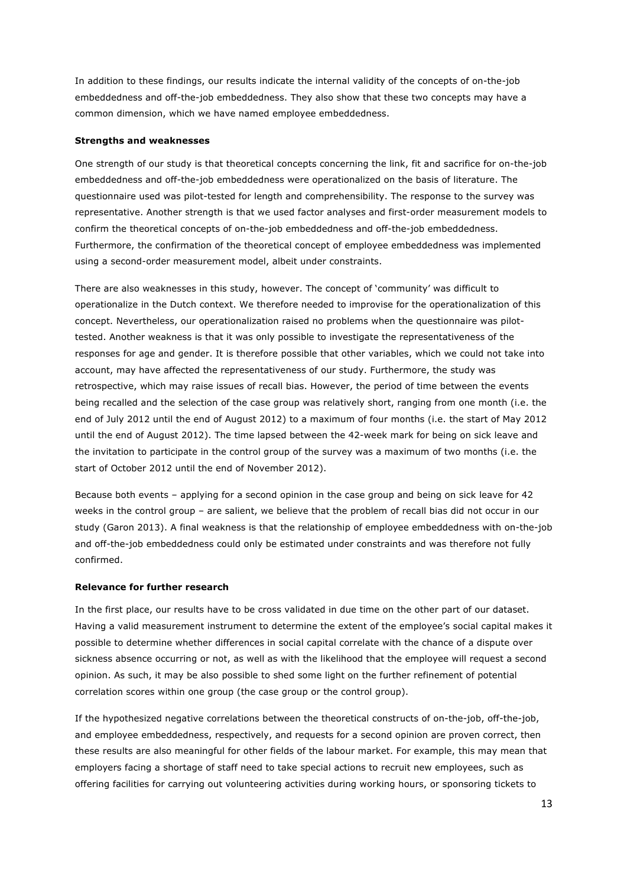In addition to these findings, our results indicate the internal validity of the concepts of on-the-job embeddedness and off-the-job embeddedness. They also show that these two concepts may have a common dimension, which we have named employee embeddedness.

**Strengths and weaknesses**

One strength of our study is that theoretical concepts concerning the link, fit and sacrifice for on-the-job embeddedness and off-the-job embeddedness were operationalized on the basis of literature. The questionnaire used was pilot-tested for length and comprehensibility. The response to the survey was representative. Another strength is that we used factor analyses and first-order measurement models to confirm the theoretical concepts of on-the-job embeddedness and off-the-job embeddedness. Furthermore, the confirmation of the theoretical concept of employee embeddedness was implemented using a second-order measurement model, albeit under constraints.

There are also weaknesses in this study, however. The concept of 'community' was difficult to operationalize in the Dutch context. We therefore needed to improvise for the operationalization of this concept. Nevertheless, our operationalization raised no problems when the questionnaire was pilot-tested. Another weakness is that it was only possible to investigate the representativeness of the responses for age and gender. It is therefore possible that other variables, which we could not take into account, may have affected the representativeness of our study. Furthermore, the study was retrospective, which may raise issues of recall bias. However, the period of time between the events being recalled and the selection of the case group was relatively short, ranging from one month (i.e. the end of July 2012 until the end of August 2012) to a maximum of four months (i.e. the start of May 2012 until the end of August 2012). The time lapsed between the 42-week mark for being on sick leave and the invitation to participate in the control group of the survey was a maximum of two months (i.e. the start of October 2012 until the end of November 2012).

Because both events – applying for a second opinion in the case group and being on sick leave for 42 weeks in the control group – are salient, we believe that the problem of recall bias did not occur in our study (Garon 2013). A final weakness is that the relationship of employee embeddedness with on-the-job and off-the-job embeddedness could only be estimated under constraints and was therefore not fully confirmed.

**Relevance for further research**

In the first place, our results have to be cross validated in due time on the other part of our dataset. Having a valid measurement instrument to determine the extent of the employee's social capital makes it possible to determine whether differences in social capital correlate with the chance of a dispute over sickness absence occurring or not, as well as with the likelihood that the employee will request a second opinion. As such, it may be also possible to shed some light on the further refinement of potential correlation scores within one group (the case group or the control group).

If the hypothesized negative correlations between the theoretical constructs of on-the-job, off-the-job, and employee embeddedness, respectively, and requests for a second opinion are proven correct, then these results are also meaningful for other fields of the labour market. For example, this may mean that employers facing a shortage of staff need to take special actions to recruit new employees, such as offering facilities for carrying out volunteering activities during working hours, or sponsoring tickets to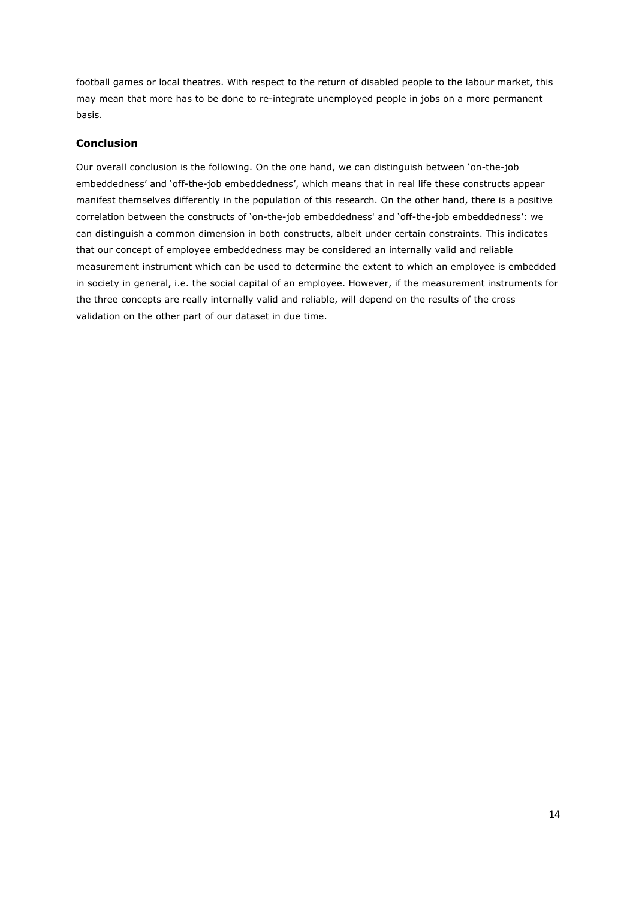football games or local theatres. With respect to the return of disabled people to the labour market, this may mean that more has to be done to re-integrate unemployed people in jobs on a more permanent basis.

## Conclusion

Our overall conclusion is the following. On the one hand, we can distinguish between 'on-the-job embeddedness' and 'off-the-job embeddedness', which means that in real life these constructs appear manifest themselves differently in the population of this research. On the other hand, there is a positive correlation between the constructs of 'on-the-job embeddedness' and 'off-the-job embeddedness': we can distinguish a common dimension in both constructs, albeit under certain constraints. This indicates that our concept of employee embeddedness may be considered an internally valid and reliable measurement instrument which can be used to determine the extent to which an employee is embedded in society in general, i.e. the social capital of an employee. However, if the measurement instruments for the three concepts are really internally valid and reliable, will depend on the results of the cross validation on the other part of our dataset in due time.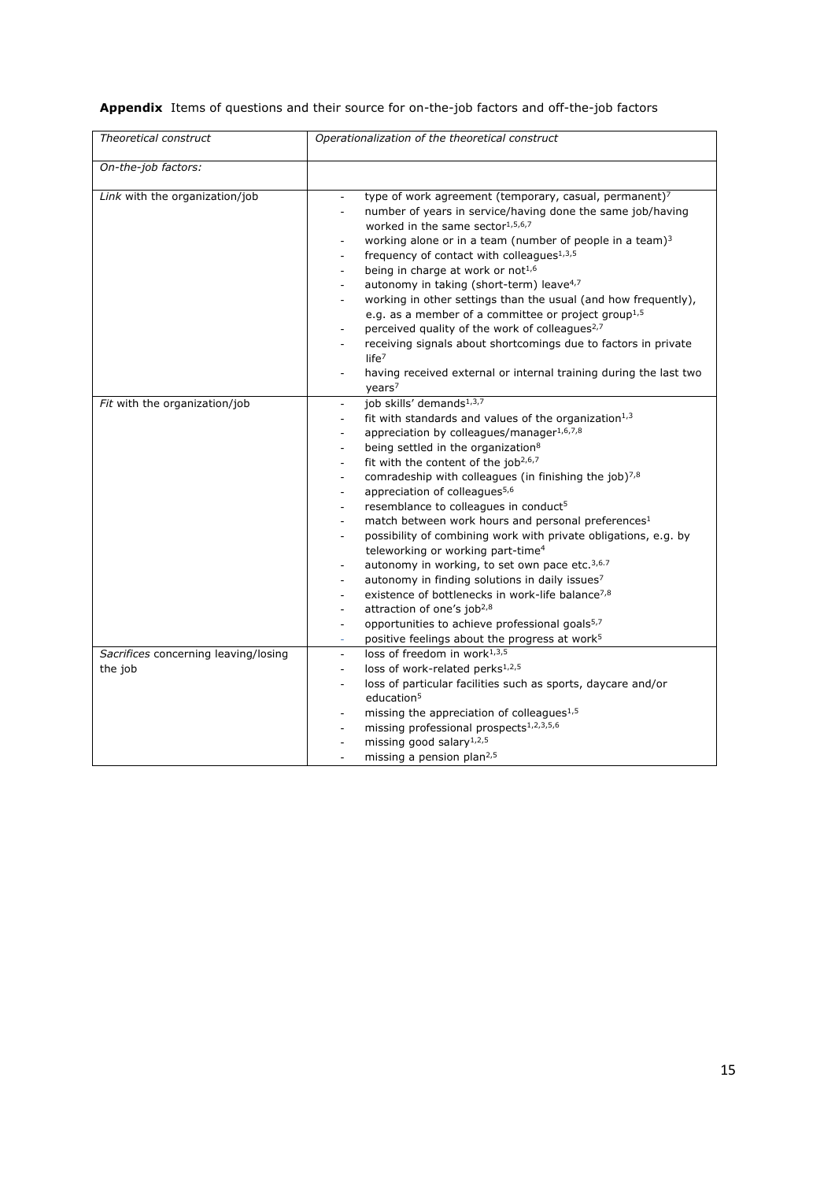**Appendix** Items of questions and their source for on-the-job factors and off-the-job factors

| *Theoretical construct* | *Operationalization of the theoretical construct* |
|---|---|
| *On-the-job factors:* | |
| *Link* with the organization/job | - type of work agreement (temporary, casual, permanent)[7]<br>- number of years in service/having done the same job/having worked in the same sector[1,5,6,7]<br>- working alone or in a team (number of people in a team)[3]<br>- frequency of contact with colleagues[1,3,5]<br>- being in charge at work or not[1,6]<br>- autonomy in taking (short-term) leave[4,7]<br>- working in other settings than the usual (and how frequently), e.g. as a member of a committee or project group[1,5]<br>- perceived quality of the work of colleagues[2,7]<br>- receiving signals about shortcomings due to factors in private life[7]<br>- having received external or internal training during the last two years[7] |
| *Fit* with the organization/job | - job skills' demands[1,3,7]<br>- fit with standards and values of the organization[1,3]<br>- appreciation by colleagues/manager[1,6,7,8]<br>- being settled in the organization[8]<br>- fit with the content of the job[2,6,7]<br>- comradeship with colleagues (in finishing the job)[7,8]<br>- appreciation of colleagues[5,6]<br>- resemblance to colleagues in conduct[5]<br>- match between work hours and personal preferences[1]<br>- possibility of combining work with private obligations, e.g. by teleworking or working part-time[4]<br>- autonomy in working, to set own pace etc.[3,6.7]<br>- autonomy in finding solutions in daily issues[7]<br>- existence of bottlenecks in work-life balance[7,8]<br>- attraction of one's job[2,8]<br>- opportunities to achieve professional goals[5,7]<br>- positive feelings about the progress at work[5] |
| *Sacrifices* concerning leaving/losing the job | - loss of freedom in work[1,3,5]<br>- loss of work-related perks[1,2,5]<br>- loss of particular facilities such as sports, daycare and/or education[5]<br>- missing the appreciation of colleagues[1,5]<br>- missing professional prospects[1,2,3,5,6]<br>- missing good salary[1,2,5]<br>- missing a pension plan[2,5] |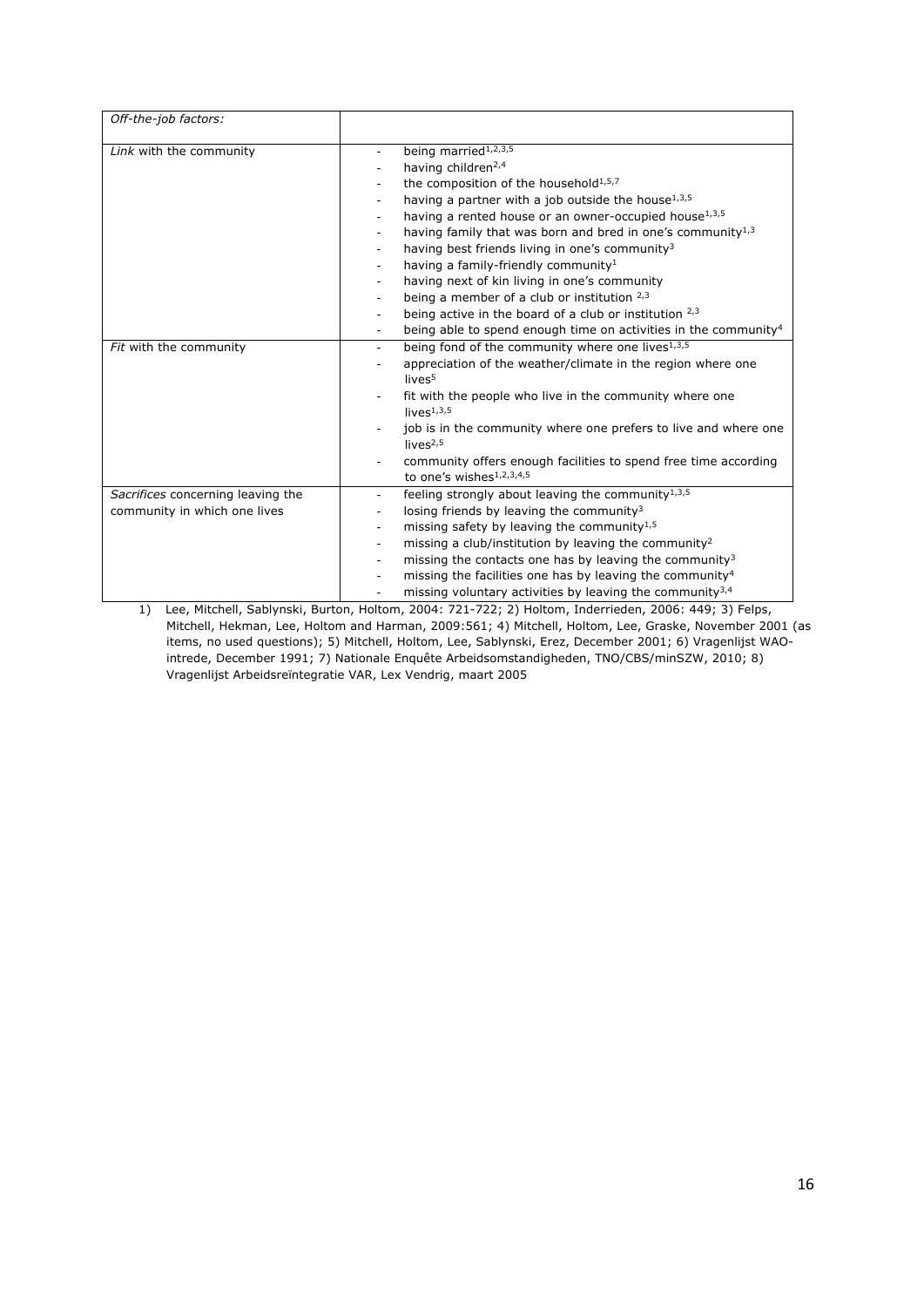| *Off-the-job factors:* | |
|---|---|
| *Link* with the community | - being married[1,2,3,5]<br>- having children[2,4]<br>- the composition of the household[1,5,7]<br>- having a partner with a job outside the house[1,3,5]<br>- having a rented house or an owner-occupied house[1,3,5]<br>- having family that was born and bred in one's community[1,3]<br>- having best friends living in one's community[3]<br>- having a family-friendly community[1]<br>- having next of kin living in one's community<br>- being a member of a club or institution [2,3]<br>- being active in the board of a club or institution [2,3]<br>- being able to spend enough time on activities in the community[4] |
| *Fit* with the community | - being fond of the community where one lives[1,3,5]<br>- appreciation of the weather/climate in the region where one lives[5]<br>- fit with the people who live in the community where one lives[1,3,5]<br>- job is in the community where one prefers to live and where one lives[2,5]<br>- community offers enough facilities to spend free time according to one's wishes[1,2,3,4,5] |
| *Sacrifices* concerning leaving the community in which one lives | - feeling strongly about leaving the community[1,3,5]<br>- losing friends by leaving the community[3]<br>- missing safety by leaving the community[1,5]<br>- missing a club/institution by leaving the community[2]<br>- missing the contacts one has by leaving the community[3]<br>- missing the facilities one has by leaving the community[4]<br>- missing voluntary activities by leaving the community[3,4] |

1) Lee, Mitchell, Sablynski, Burton, Holtom, 2004: 721-722; 2) Holtom, Inderrieden, 2006: 449; 3) Felps, Mitchell, Hekman, Lee, Holtom and Harman, 2009:561; 4) Mitchell, Holtom, Lee, Graske, November 2001 (as items, no used questions); 5) Mitchell, Holtom, Lee, Sablynski, Erez, December 2001; 6) Vragenlijst WAO-intrede, December 1991; 7) Nationale Enquête Arbeidsomstandigheden, TNO/CBS/minSZW, 2010; 8) Vragenlijst Arbeidsreïntegratie VAR, Lex Vendrig, maart 2005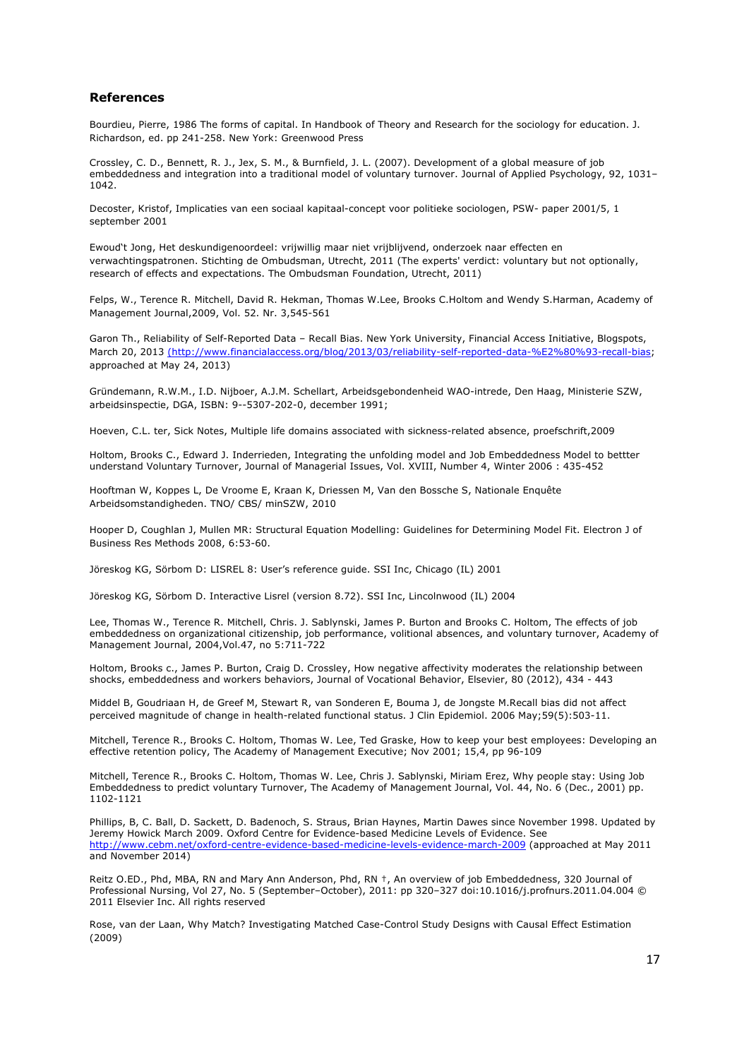## References

Bourdieu, Pierre, 1986 The forms of capital. In Handbook of Theory and Research for the sociology for education. J. Richardson, ed. pp 241-258. New York: Greenwood Press

Crossley, C. D., Bennett, R. J., Jex, S. M., & Burnfield, J. L. (2007). Development of a global measure of job embeddedness and integration into a traditional model of voluntary turnover. Journal of Applied Psychology, 92, 1031–1042.

Decoster, Kristof, Implicaties van een sociaal kapitaal-concept voor politieke sociologen, PSW- paper 2001/5, 1 september 2001

Ewoud't Jong, Het deskundigenoordeel: vrijwillig maar niet vrijblijvend, onderzoek naar effecten en verwachtingspatronen. Stichting de Ombudsman, Utrecht, 2011 (The experts' verdict: voluntary but not optionally, research of effects and expectations. The Ombudsman Foundation, Utrecht, 2011)

Felps, W., Terence R. Mitchell, David R. Hekman, Thomas W.Lee, Brooks C.Holtom and Wendy S.Harman, Academy of Management Journal,2009, Vol. 52. Nr. 3,545-561

Garon Th., Reliability of Self-Reported Data – Recall Bias. New York University, Financial Access Initiative, Blogspots, March 20, 2013 (http://www.financialaccess.org/blog/2013/03/reliability-self-reported-data-%E2%80%93-recall-bias; approached at May 24, 2013)

Gründemann, R.W.M., I.D. Nijboer, A.J.M. Schellart, Arbeidsgebondenheid WAO-intrede, Den Haag, Ministerie SZW, arbeidsinspectie, DGA, ISBN: 9--5307-202-0, december 1991;

Hoeven, C.L. ter, Sick Notes, Multiple life domains associated with sickness-related absence, proefschrift,2009

Holtom, Brooks C., Edward J. Inderrieden, Integrating the unfolding model and Job Embeddedness Model to bettter understand Voluntary Turnover, Journal of Managerial Issues, Vol. XVIII, Number 4, Winter 2006 : 435-452

Hooftman W, Koppes L, De Vroome E, Kraan K, Driessen M, Van den Bossche S, Nationale Enquête Arbeidsomstandigheden. TNO/ CBS/ minSZW, 2010

Hooper D, Coughlan J, Mullen MR: Structural Equation Modelling: Guidelines for Determining Model Fit. Electron J of Business Res Methods 2008, 6:53-60.

Jöreskog KG, Sörbom D: LISREL 8: User's reference guide. SSI Inc, Chicago (IL) 2001

Jöreskog KG, Sörbom D. Interactive Lisrel (version 8.72). SSI Inc, Lincolnwood (IL) 2004

Lee, Thomas W., Terence R. Mitchell, Chris. J. Sablynski, James P. Burton and Brooks C. Holtom, The effects of job embeddedness on organizational citizenship, job performance, volitional absences, and voluntary turnover, Academy of Management Journal, 2004,Vol.47, no 5:711-722

Holtom, Brooks c., James P. Burton, Craig D. Crossley, How negative affectivity moderates the relationship between shocks, embeddedness and workers behaviors, Journal of Vocational Behavior, Elsevier, 80 (2012), 434 - 443

Middel B, Goudriaan H, de Greef M, Stewart R, van Sonderen E, Bouma J, de Jongste M.Recall bias did not affect perceived magnitude of change in health-related functional status. J Clin Epidemiol. 2006 May;59(5):503-11.

Mitchell, Terence R., Brooks C. Holtom, Thomas W. Lee, Ted Graske, How to keep your best employees: Developing an effective retention policy, The Academy of Management Executive; Nov 2001; 15,4, pp 96-109

Mitchell, Terence R., Brooks C. Holtom, Thomas W. Lee, Chris J. Sablynski, Miriam Erez, Why people stay: Using Job Embeddedness to predict voluntary Turnover, The Academy of Management Journal, Vol. 44, No. 6 (Dec., 2001) pp. 1102-1121

Phillips, B, C. Ball, D. Sackett, D. Badenoch, S. Straus, Brian Haynes, Martin Dawes since November 1998. Updated by Jeremy Howick March 2009. Oxford Centre for Evidence-based Medicine Levels of Evidence. See http://www.cebm.net/oxford-centre-evidence-based-medicine-levels-evidence-march-2009 (approached at May 2011 and November 2014)

Reitz O.ED., Phd, MBA, RN and Mary Ann Anderson, Phd, RN †, An overview of job Embeddedness, 320 Journal of Professional Nursing, Vol 27, No. 5 (September–October), 2011: pp 320–327 doi:10.1016/j.profnurs.2011.04.004 © 2011 Elsevier Inc. All rights reserved

Rose, van der Laan, Why Match? Investigating Matched Case-Control Study Designs with Causal Effect Estimation (2009)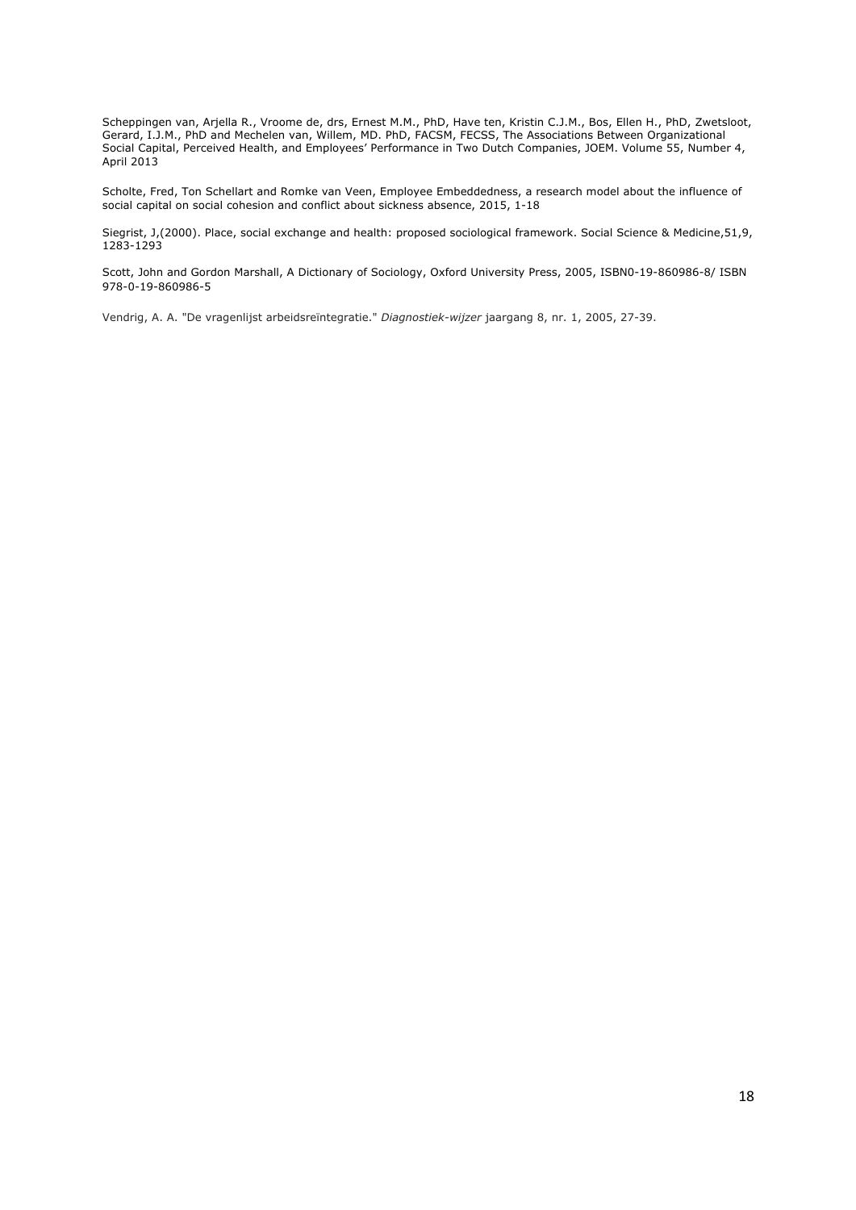Scheppingen van, Arjella R., Vroome de, drs, Ernest M.M., PhD, Have ten, Kristin C.J.M., Bos, Ellen H., PhD, Zwetsloot, Gerard, I.J.M., PhD and Mechelen van, Willem, MD. PhD, FACSM, FECSS, The Associations Between Organizational Social Capital, Perceived Health, and Employees' Performance in Two Dutch Companies, JOEM. Volume 55, Number 4, April 2013

Scholte, Fred, Ton Schellart and Romke van Veen, Employee Embeddedness, a research model about the influence of social capital on social cohesion and conflict about sickness absence, 2015, 1-18

Siegrist, J,(2000). Place, social exchange and health: proposed sociological framework. Social Science & Medicine,51,9, 1283-1293

Scott, John and Gordon Marshall, A Dictionary of Sociology, Oxford University Press, 2005, ISBN0-19-860986-8/ ISBN 978-0-19-860986-5

Vendrig, A. A. "De vragenlijst arbeidsreïntegratie." *Diagnostiek-wijzer* jaargang 8, nr. 1, 2005, 27-39.